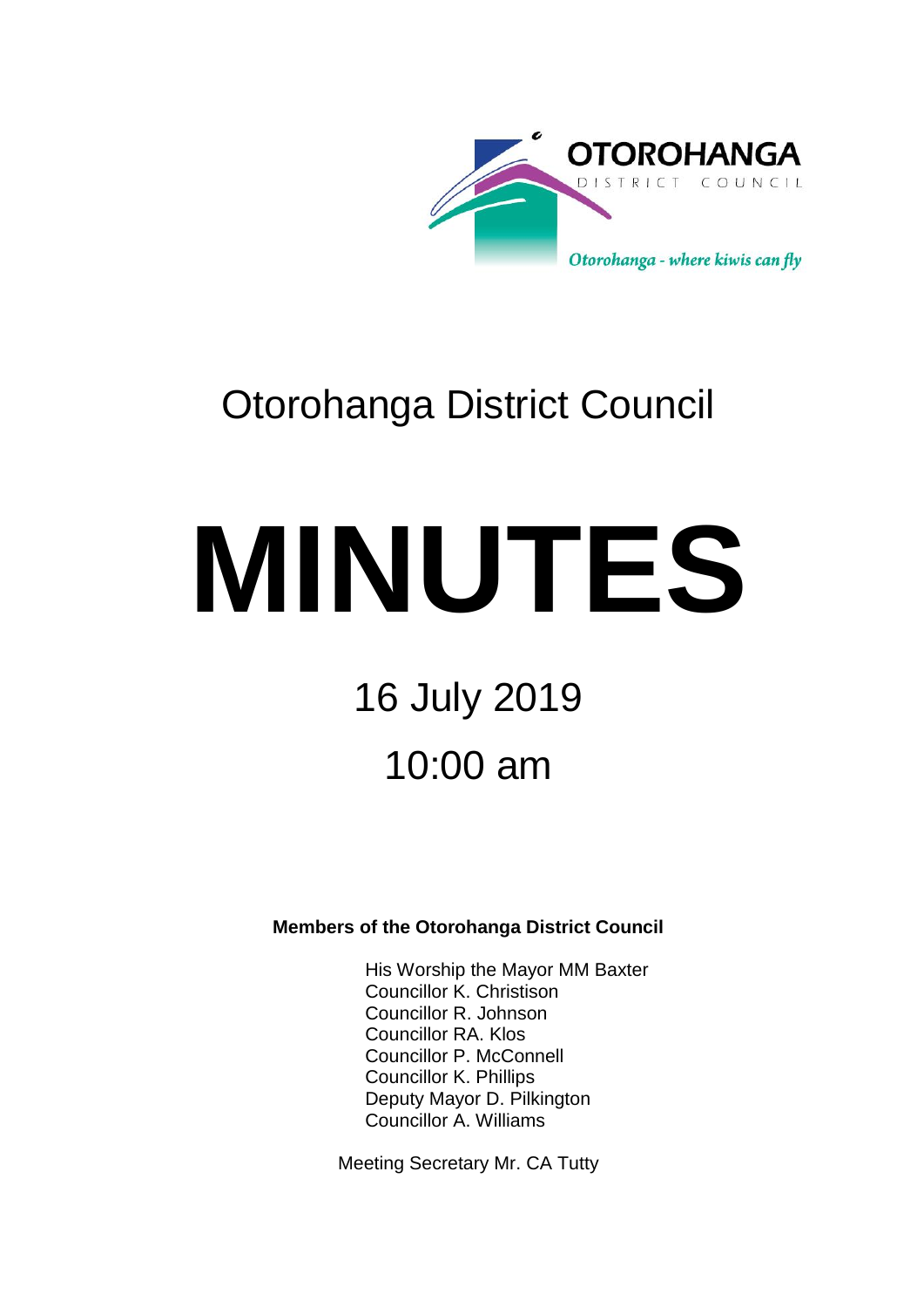OTOROHANGA DISTRICT COUNCIL

*Otorohanga - where kiwis can fly*

# Otorohanga District Council

# MINUTES

## 16 July 2019

## 10:00 am

**Members of the Otorohanga District Council**

His Worship the Mayor MM Baxter
Councillor K. Christison
Councillor R. Johnson
Councillor RA. Klos
Councillor P. McConnell
Councillor K. Phillips
Deputy Mayor D. Pilkington
Councillor A. Williams

Meeting Secretary Mr. CA Tutty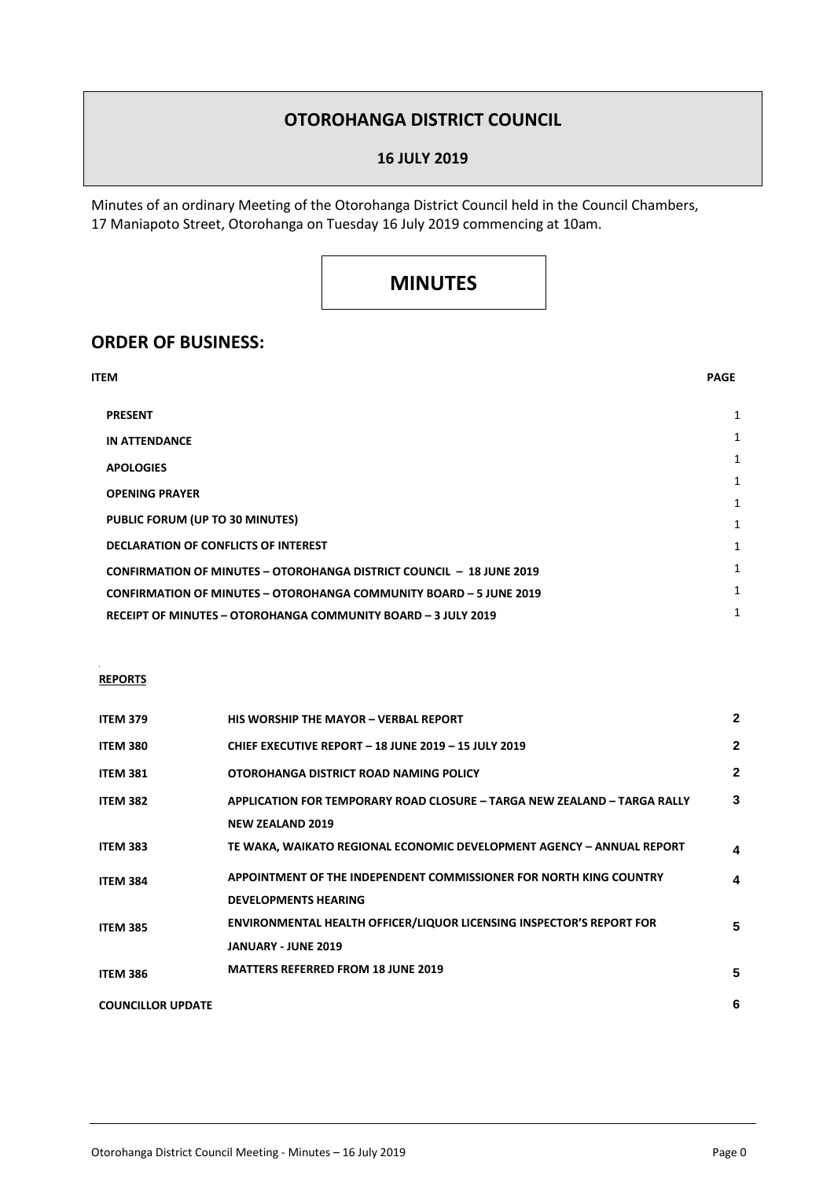# OTOROHANGA DISTRICT COUNCIL

## 16 JULY 2019

Minutes of an ordinary Meeting of the Otorohanga District Council held in the Council Chambers, 17 Maniapoto Street, Otorohanga on Tuesday 16 July 2019 commencing at 10am.

# MINUTES

## ORDER OF BUSINESS:

| ITEM | PAGE |
|---|---|
| **PRESENT** | 1 |
| **IN ATTENDANCE** | 1 |
| **APOLOGIES** | 1 |
| **OPENING PRAYER** | 1 |
| **PUBLIC FORUM (UP TO 30 MINUTES)** | 1 |
| **DECLARATION OF CONFLICTS OF INTEREST** | 1 |
| **CONFIRMATION OF MINUTES – OTOROHANGA DISTRICT COUNCIL – 18 JUNE 2019** | 1 |
| **CONFIRMATION OF MINUTES – OTOROHANGA COMMUNITY BOARD – 5 JUNE 2019** | 1 |
| **RECEIPT OF MINUTES – OTOROHANGA COMMUNITY BOARD – 3 JULY 2019** | 1 |

**REPORTS**

| | | |
|---|---|---|
| **ITEM 379** | **HIS WORSHIP THE MAYOR – VERBAL REPORT** | 2 |
| **ITEM 380** | **CHIEF EXECUTIVE REPORT – 18 JUNE 2019 – 15 JULY 2019** | 2 |
| **ITEM 381** | **OTOROHANGA DISTRICT ROAD NAMING POLICY** | 2 |
| **ITEM 382** | **APPLICATION FOR TEMPORARY ROAD CLOSURE – TARGA NEW ZEALAND – TARGA RALLY NEW ZEALAND 2019** | 3 |
| **ITEM 383** | **TE WAKA, WAIKATO REGIONAL ECONOMIC DEVELOPMENT AGENCY – ANNUAL REPORT** | 4 |
| **ITEM 384** | **APPOINTMENT OF THE INDEPENDENT COMMISSIONER FOR NORTH KING COUNTRY DEVELOPMENTS HEARING** | 4 |
| **ITEM 385** | **ENVIRONMENTAL HEALTH OFFICER/LIQUOR LICENSING INSPECTOR'S REPORT FOR JANUARY - JUNE 2019** | 5 |
| **ITEM 386** | **MATTERS REFERRED FROM 18 JUNE 2019** | 5 |
| **COUNCILLOR UPDATE** | | 6 |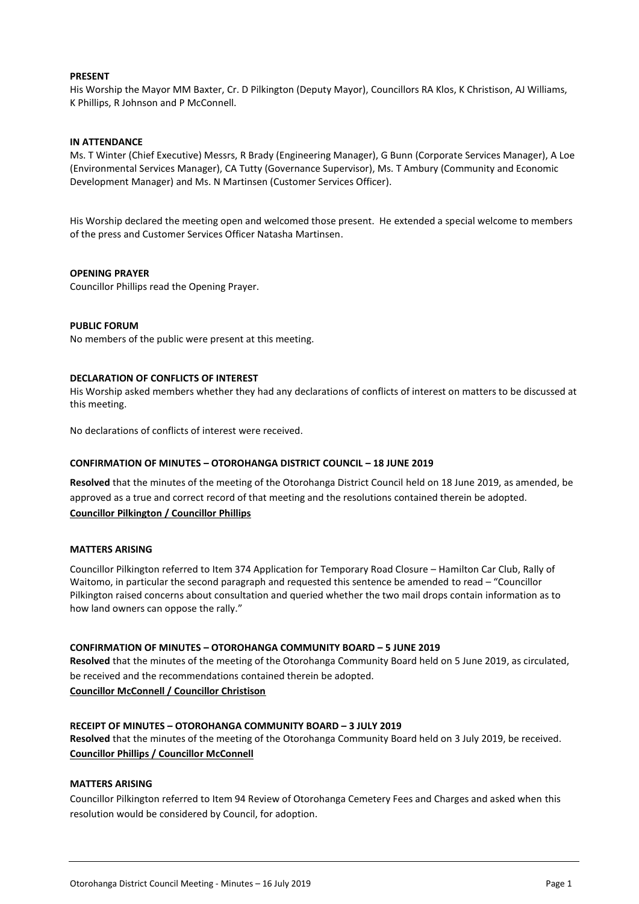**PRESENT**

His Worship the Mayor MM Baxter, Cr. D Pilkington (Deputy Mayor), Councillors RA Klos, K Christison, AJ Williams, K Phillips, R Johnson and P McConnell.

**IN ATTENDANCE**

Ms. T Winter (Chief Executive) Messrs, R Brady (Engineering Manager), G Bunn (Corporate Services Manager), A Loe (Environmental Services Manager), CA Tutty (Governance Supervisor), Ms. T Ambury (Community and Economic Development Manager) and Ms. N Martinsen (Customer Services Officer).

His Worship declared the meeting open and welcomed those present. He extended a special welcome to members of the press and Customer Services Officer Natasha Martinsen.

**OPENING PRAYER**

Councillor Phillips read the Opening Prayer.

**PUBLIC FORUM**

No members of the public were present at this meeting.

**DECLARATION OF CONFLICTS OF INTEREST**

His Worship asked members whether they had any declarations of conflicts of interest on matters to be discussed at this meeting.

No declarations of conflicts of interest were received.

**CONFIRMATION OF MINUTES – OTOROHANGA DISTRICT COUNCIL – 18 JUNE 2019**

**Resolved** that the minutes of the meeting of the Otorohanga District Council held on 18 June 2019, as amended, be approved as a true and correct record of that meeting and the resolutions contained therein be adopted.

**Councillor Pilkington / Councillor Phillips**

**MATTERS ARISING**

Councillor Pilkington referred to Item 374 Application for Temporary Road Closure – Hamilton Car Club, Rally of Waitomo, in particular the second paragraph and requested this sentence be amended to read – "Councillor Pilkington raised concerns about consultation and queried whether the two mail drops contain information as to how land owners can oppose the rally."

**CONFIRMATION OF MINUTES – OTOROHANGA COMMUNITY BOARD – 5 JUNE 2019**

**Resolved** that the minutes of the meeting of the Otorohanga Community Board held on 5 June 2019, as circulated, be received and the recommendations contained therein be adopted.

**Councillor McConnell / Councillor Christison**

**RECEIPT OF MINUTES – OTOROHANGA COMMUNITY BOARD – 3 JULY 2019**

**Resolved** that the minutes of the meeting of the Otorohanga Community Board held on 3 July 2019, be received.

**Councillor Phillips / Councillor McConnell**

**MATTERS ARISING**

Councillor Pilkington referred to Item 94 Review of Otorohanga Cemetery Fees and Charges and asked when this resolution would be considered by Council, for adoption.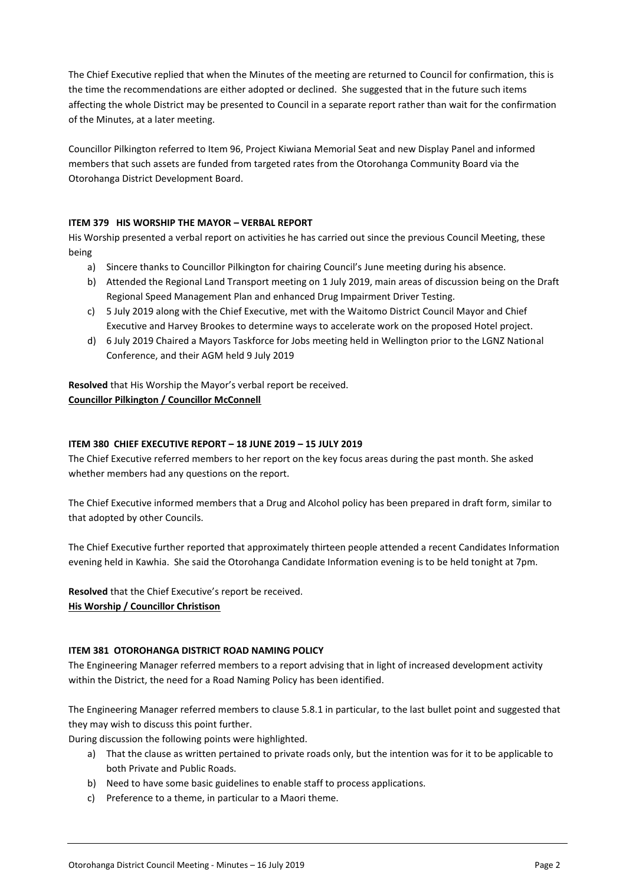The Chief Executive replied that when the Minutes of the meeting are returned to Council for confirmation, this is the time the recommendations are either adopted or declined. She suggested that in the future such items affecting the whole District may be presented to Council in a separate report rather than wait for the confirmation of the Minutes, at a later meeting.

Councillor Pilkington referred to Item 96, Project Kiwiana Memorial Seat and new Display Panel and informed members that such assets are funded from targeted rates from the Otorohanga Community Board via the Otorohanga District Development Board.

**ITEM 379 HIS WORSHIP THE MAYOR – VERBAL REPORT**

His Worship presented a verbal report on activities he has carried out since the previous Council Meeting, these being

a) Sincere thanks to Councillor Pilkington for chairing Council's June meeting during his absence.
b) Attended the Regional Land Transport meeting on 1 July 2019, main areas of discussion being on the Draft Regional Speed Management Plan and enhanced Drug Impairment Driver Testing.
c) 5 July 2019 along with the Chief Executive, met with the Waitomo District Council Mayor and Chief Executive and Harvey Brookes to determine ways to accelerate work on the proposed Hotel project.
d) 6 July 2019 Chaired a Mayors Taskforce for Jobs meeting held in Wellington prior to the LGNZ National Conference, and their AGM held 9 July 2019

**Resolved** that His Worship the Mayor's verbal report be received.
**Councillor Pilkington / Councillor McConnell**

**ITEM 380 CHIEF EXECUTIVE REPORT – 18 JUNE 2019 – 15 JULY 2019**

The Chief Executive referred members to her report on the key focus areas during the past month. She asked whether members had any questions on the report.

The Chief Executive informed members that a Drug and Alcohol policy has been prepared in draft form, similar to that adopted by other Councils.

The Chief Executive further reported that approximately thirteen people attended a recent Candidates Information evening held in Kawhia. She said the Otorohanga Candidate Information evening is to be held tonight at 7pm.

**Resolved** that the Chief Executive's report be received.
**His Worship / Councillor Christison**

**ITEM 381 OTOROHANGA DISTRICT ROAD NAMING POLICY**

The Engineering Manager referred members to a report advising that in light of increased development activity within the District, the need for a Road Naming Policy has been identified.

The Engineering Manager referred members to clause 5.8.1 in particular, to the last bullet point and suggested that they may wish to discuss this point further.

During discussion the following points were highlighted.

a) That the clause as written pertained to private roads only, but the intention was for it to be applicable to both Private and Public Roads.
b) Need to have some basic guidelines to enable staff to process applications.
c) Preference to a theme, in particular to a Maori theme.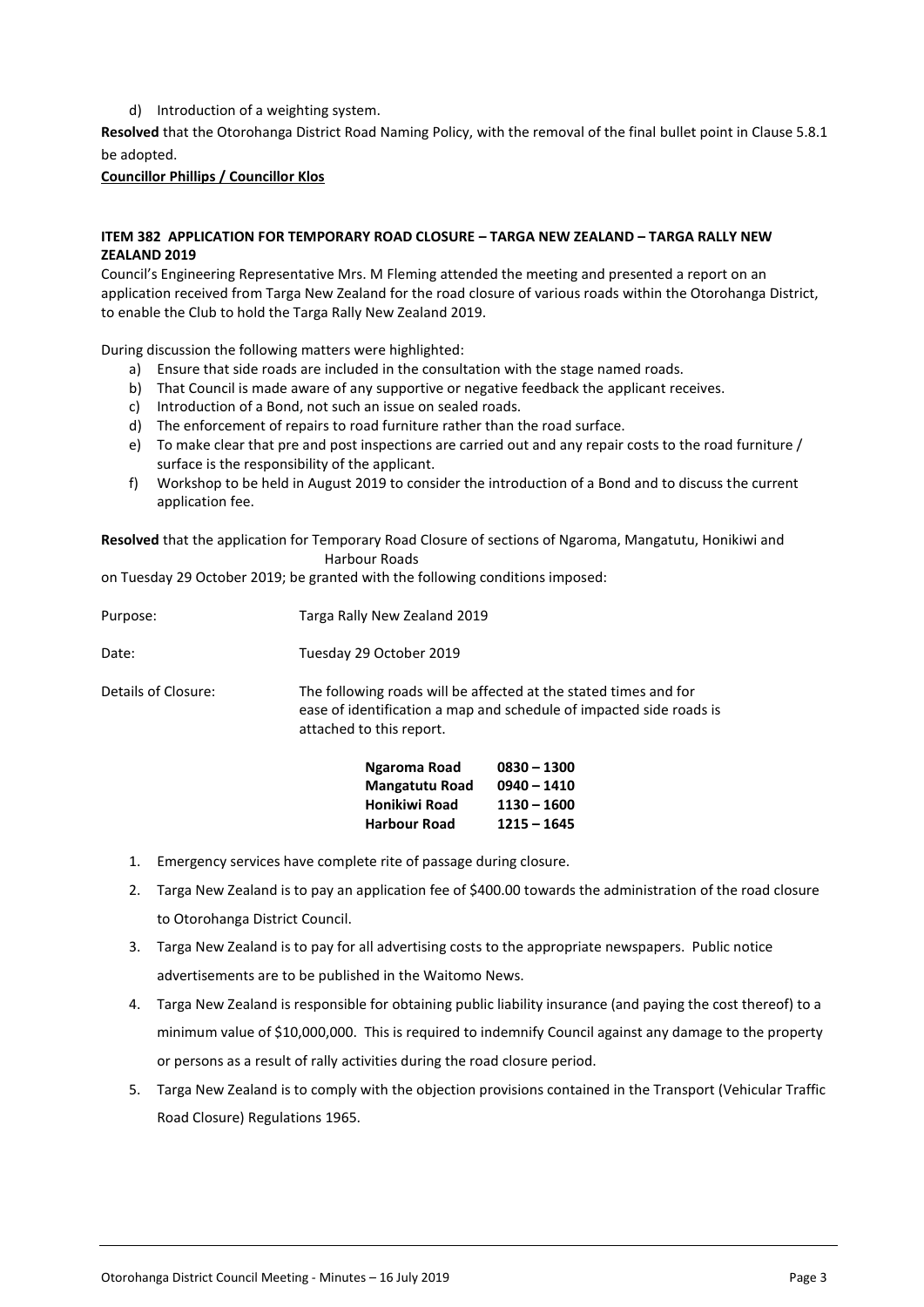d) Introduction of a weighting system.

**Resolved** that the Otorohanga District Road Naming Policy, with the removal of the final bullet point in Clause 5.8.1 be adopted.

**Councillor Phillips / Councillor Klos**

**ITEM 382 APPLICATION FOR TEMPORARY ROAD CLOSURE – TARGA NEW ZEALAND – TARGA RALLY NEW ZEALAND 2019**

Council's Engineering Representative Mrs. M Fleming attended the meeting and presented a report on an application received from Targa New Zealand for the road closure of various roads within the Otorohanga District, to enable the Club to hold the Targa Rally New Zealand 2019.

During discussion the following matters were highlighted:

a) Ensure that side roads are included in the consultation with the stage named roads.
b) That Council is made aware of any supportive or negative feedback the applicant receives.
c) Introduction of a Bond, not such an issue on sealed roads.
d) The enforcement of repairs to road furniture rather than the road surface.
e) To make clear that pre and post inspections are carried out and any repair costs to the road furniture / surface is the responsibility of the applicant.
f) Workshop to be held in August 2019 to consider the introduction of a Bond and to discuss the current application fee.

**Resolved** that the application for Temporary Road Closure of sections of Ngaroma, Mangatutu, Honikiwi and Harbour Roads on Tuesday 29 October 2019; be granted with the following conditions imposed:

Purpose: Targa Rally New Zealand 2019

Date: Tuesday 29 October 2019

Details of Closure: The following roads will be affected at the stated times and for ease of identification a map and schedule of impacted side roads is attached to this report.

| | |
|---|---|
| **Ngaroma Road** | **0830 – 1300** |
| **Mangatutu Road** | **0940 – 1410** |
| **Honikiwi Road** | **1130 – 1600** |
| **Harbour Road** | **1215 – 1645** |

1. Emergency services have complete rite of passage during closure.
2. Targa New Zealand is to pay an application fee of $400.00 towards the administration of the road closure to Otorohanga District Council.
3. Targa New Zealand is to pay for all advertising costs to the appropriate newspapers. Public notice advertisements are to be published in the Waitomo News.
4. Targa New Zealand is responsible for obtaining public liability insurance (and paying the cost thereof) to a minimum value of $10,000,000. This is required to indemnify Council against any damage to the property or persons as a result of rally activities during the road closure period.
5. Targa New Zealand is to comply with the objection provisions contained in the Transport (Vehicular Traffic Road Closure) Regulations 1965.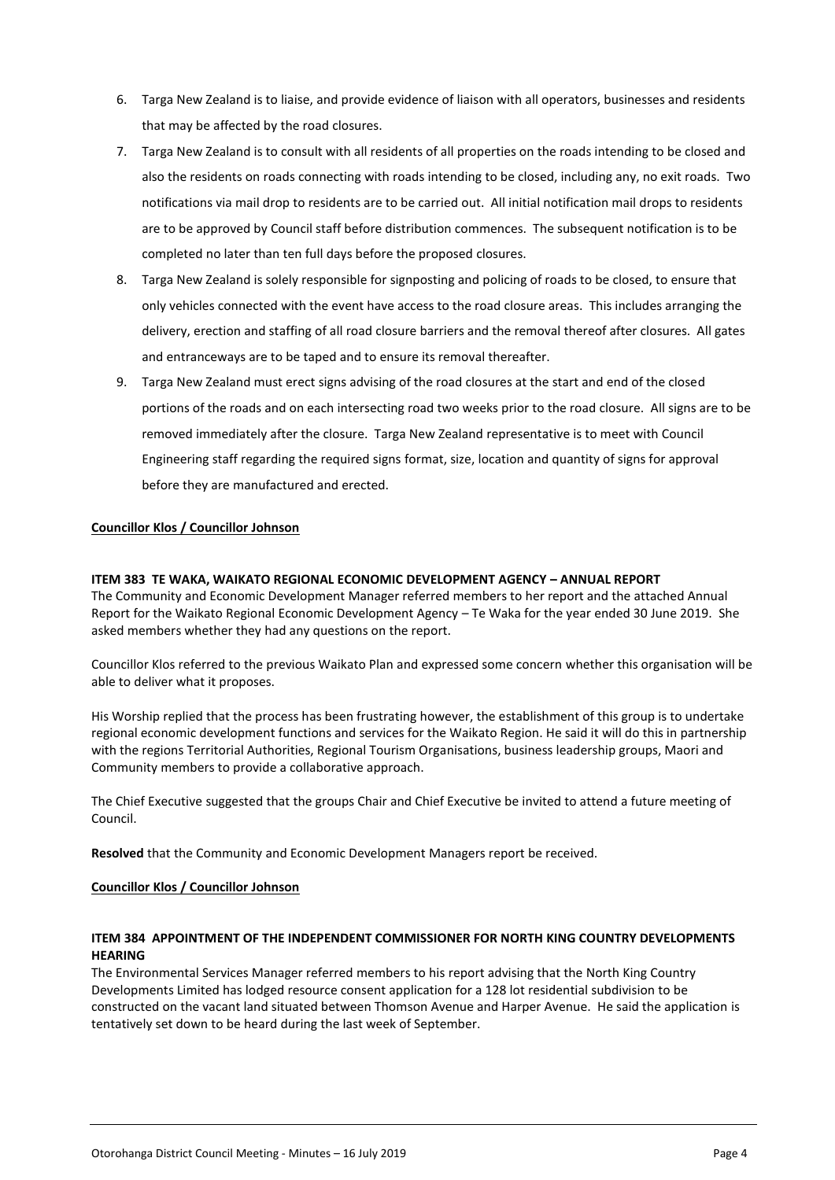6. Targa New Zealand is to liaise, and provide evidence of liaison with all operators, businesses and residents that may be affected by the road closures.
7. Targa New Zealand is to consult with all residents of all properties on the roads intending to be closed and also the residents on roads connecting with roads intending to be closed, including any, no exit roads. Two notifications via mail drop to residents are to be carried out. All initial notification mail drops to residents are to be approved by Council staff before distribution commences. The subsequent notification is to be completed no later than ten full days before the proposed closures.
8. Targa New Zealand is solely responsible for signposting and policing of roads to be closed, to ensure that only vehicles connected with the event have access to the road closure areas. This includes arranging the delivery, erection and staffing of all road closure barriers and the removal thereof after closures. All gates and entranceways are to be taped and to ensure its removal thereafter.
9. Targa New Zealand must erect signs advising of the road closures at the start and end of the closed portions of the roads and on each intersecting road two weeks prior to the road closure. All signs are to be removed immediately after the closure. Targa New Zealand representative is to meet with Council Engineering staff regarding the required signs format, size, location and quantity of signs for approval before they are manufactured and erected.

**Councillor Klos / Councillor Johnson**

**ITEM 383 TE WAKA, WAIKATO REGIONAL ECONOMIC DEVELOPMENT AGENCY – ANNUAL REPORT**

The Community and Economic Development Manager referred members to her report and the attached Annual Report for the Waikato Regional Economic Development Agency – Te Waka for the year ended 30 June 2019. She asked members whether they had any questions on the report.

Councillor Klos referred to the previous Waikato Plan and expressed some concern whether this organisation will be able to deliver what it proposes.

His Worship replied that the process has been frustrating however, the establishment of this group is to undertake regional economic development functions and services for the Waikato Region. He said it will do this in partnership with the regions Territorial Authorities, Regional Tourism Organisations, business leadership groups, Maori and Community members to provide a collaborative approach.

The Chief Executive suggested that the groups Chair and Chief Executive be invited to attend a future meeting of Council.

**Resolved** that the Community and Economic Development Managers report be received.

**Councillor Klos / Councillor Johnson**

**ITEM 384 APPOINTMENT OF THE INDEPENDENT COMMISSIONER FOR NORTH KING COUNTRY DEVELOPMENTS HEARING**

The Environmental Services Manager referred members to his report advising that the North King Country Developments Limited has lodged resource consent application for a 128 lot residential subdivision to be constructed on the vacant land situated between Thomson Avenue and Harper Avenue. He said the application is tentatively set down to be heard during the last week of September.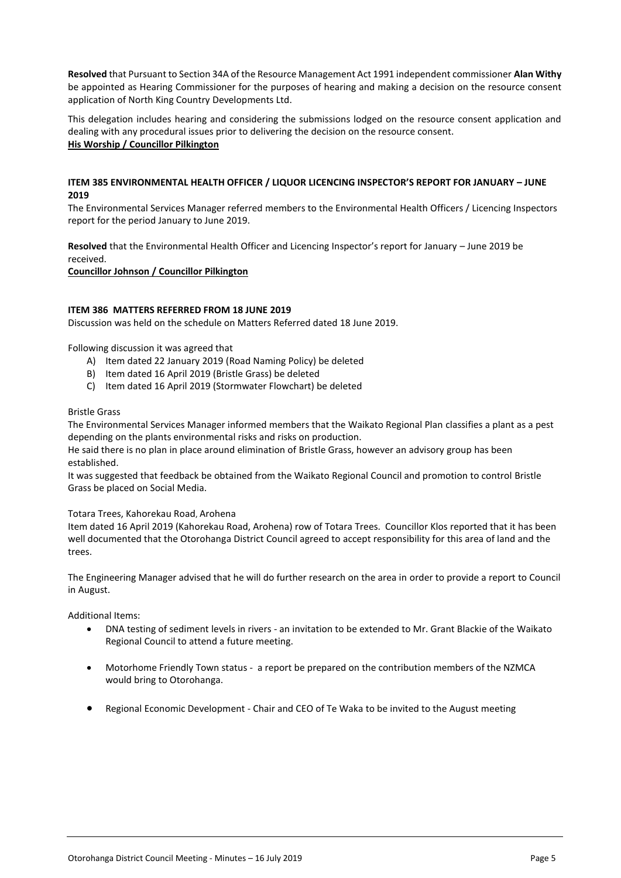**Resolved** that Pursuant to Section 34A of the Resource Management Act 1991 independent commissioner **Alan Withy** be appointed as Hearing Commissioner for the purposes of hearing and making a decision on the resource consent application of North King Country Developments Ltd.

This delegation includes hearing and considering the submissions lodged on the resource consent application and dealing with any procedural issues prior to delivering the decision on the resource consent.

**His Worship / Councillor Pilkington**

### ITEM 385 ENVIRONMENTAL HEALTH OFFICER / LIQUOR LICENCING INSPECTOR'S REPORT FOR JANUARY – JUNE 2019

The Environmental Services Manager referred members to the Environmental Health Officers / Licencing Inspectors report for the period January to June 2019.

**Resolved** that the Environmental Health Officer and Licencing Inspector's report for January – June 2019 be received.

**Councillor Johnson / Councillor Pilkington**

### ITEM 386 MATTERS REFERRED FROM 18 JUNE 2019

Discussion was held on the schedule on Matters Referred dated 18 June 2019.

Following discussion it was agreed that

A) Item dated 22 January 2019 (Road Naming Policy) be deleted
B) Item dated 16 April 2019 (Bristle Grass) be deleted
C) Item dated 16 April 2019 (Stormwater Flowchart) be deleted

Bristle Grass

The Environmental Services Manager informed members that the Waikato Regional Plan classifies a plant as a pest depending on the plants environmental risks and risks on production.

He said there is no plan in place around elimination of Bristle Grass, however an advisory group has been established.

It was suggested that feedback be obtained from the Waikato Regional Council and promotion to control Bristle Grass be placed on Social Media.

Totara Trees, Kahorekau Road, Arohena

Item dated 16 April 2019 (Kahorekau Road, Arohena) row of Totara Trees. Councillor Klos reported that it has been well documented that the Otorohanga District Council agreed to accept responsibility for this area of land and the trees.

The Engineering Manager advised that he will do further research on the area in order to provide a report to Council in August.

Additional Items:

- DNA testing of sediment levels in rivers - an invitation to be extended to Mr. Grant Blackie of the Waikato Regional Council to attend a future meeting.
- Motorhome Friendly Town status - a report be prepared on the contribution members of the NZMCA would bring to Otorohanga.
- Regional Economic Development - Chair and CEO of Te Waka to be invited to the August meeting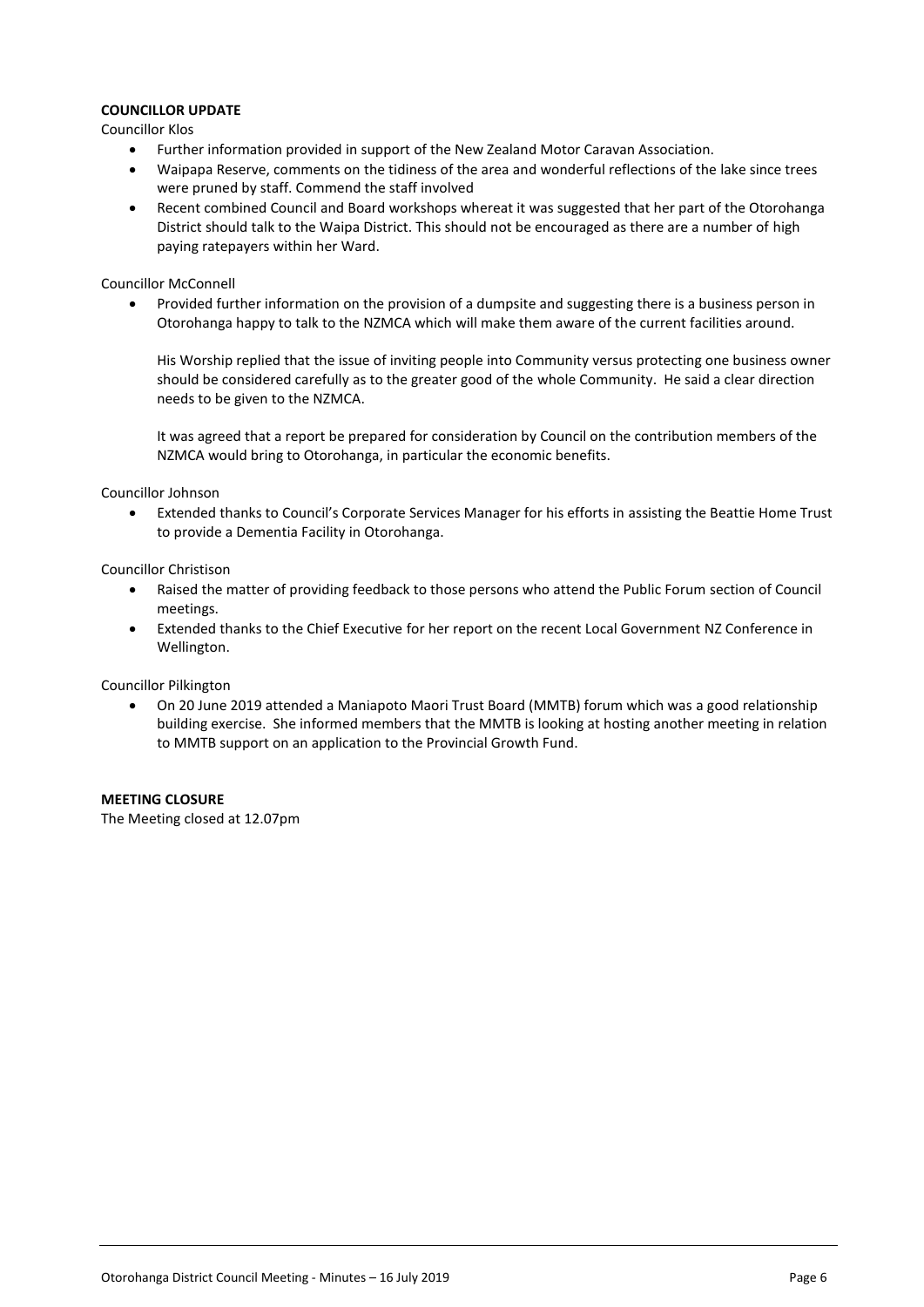**COUNCILLOR UPDATE**

Councillor Klos

- Further information provided in support of the New Zealand Motor Caravan Association.
- Waipapa Reserve, comments on the tidiness of the area and wonderful reflections of the lake since trees were pruned by staff. Commend the staff involved
- Recent combined Council and Board workshops whereat it was suggested that her part of the Otorohanga District should talk to the Waipa District. This should not be encouraged as there are a number of high paying ratepayers within her Ward.

Councillor McConnell

- Provided further information on the provision of a dumpsite and suggesting there is a business person in Otorohanga happy to talk to the NZMCA which will make them aware of the current facilities around.

  His Worship replied that the issue of inviting people into Community versus protecting one business owner should be considered carefully as to the greater good of the whole Community. He said a clear direction needs to be given to the NZMCA.

  It was agreed that a report be prepared for consideration by Council on the contribution members of the NZMCA would bring to Otorohanga, in particular the economic benefits.

Councillor Johnson

- Extended thanks to Council's Corporate Services Manager for his efforts in assisting the Beattie Home Trust to provide a Dementia Facility in Otorohanga.

Councillor Christison

- Raised the matter of providing feedback to those persons who attend the Public Forum section of Council meetings.
- Extended thanks to the Chief Executive for her report on the recent Local Government NZ Conference in Wellington.

Councillor Pilkington

- On 20 June 2019 attended a Maniapoto Maori Trust Board (MMTB) forum which was a good relationship building exercise. She informed members that the MMTB is looking at hosting another meeting in relation to MMTB support on an application to the Provincial Growth Fund.

**MEETING CLOSURE**

The Meeting closed at 12.07pm